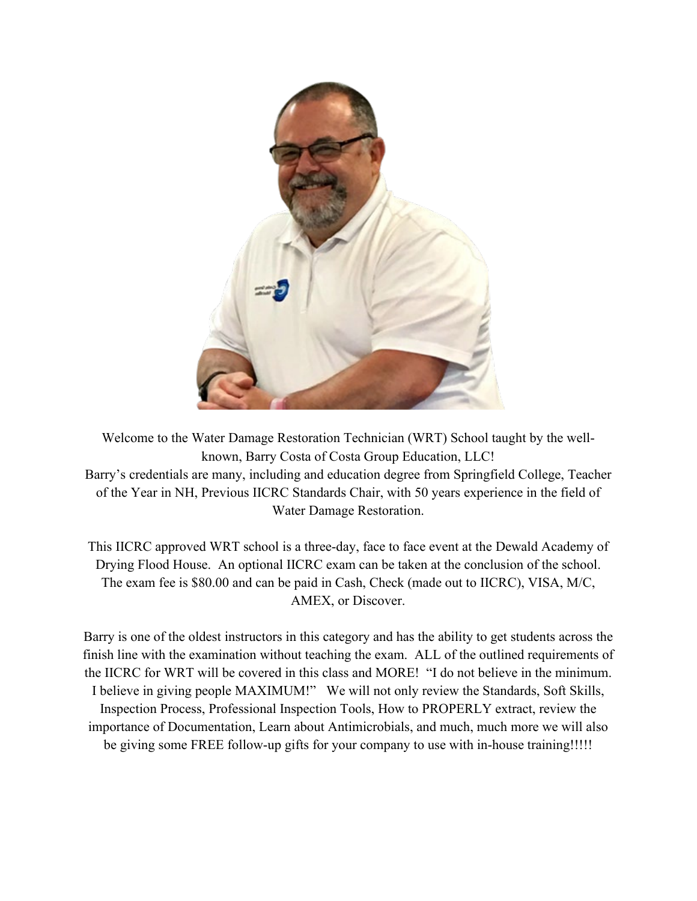Welcome to the Water Damage Restoration Technician (WRT) School taught by the well-known, Barry Costa of Costa Group Education, LLC!
Barry's credentials are many, including and education degree from Springfield College, Teacher of the Year in NH, Previous IICRC Standards Chair, with 50 years experience in the field of Water Damage Restoration.

This IICRC approved WRT school is a three-day, face to face event at the Dewald Academy of Drying Flood House. An optional IICRC exam can be taken at the conclusion of the school. The exam fee is $80.00 and can be paid in Cash, Check (made out to IICRC), VISA, M/C, AMEX, or Discover.

Barry is one of the oldest instructors in this category and has the ability to get students across the finish line with the examination without teaching the exam. ALL of the outlined requirements of the IICRC for WRT will be covered in this class and MORE! "I do not believe in the minimum. I believe in giving people MAXIMUM!" We will not only review the Standards, Soft Skills, Inspection Process, Professional Inspection Tools, How to PROPERLY extract, review the importance of Documentation, Learn about Antimicrobials, and much, much more we will also be giving some FREE follow-up gifts for your company to use with in-house training!!!!!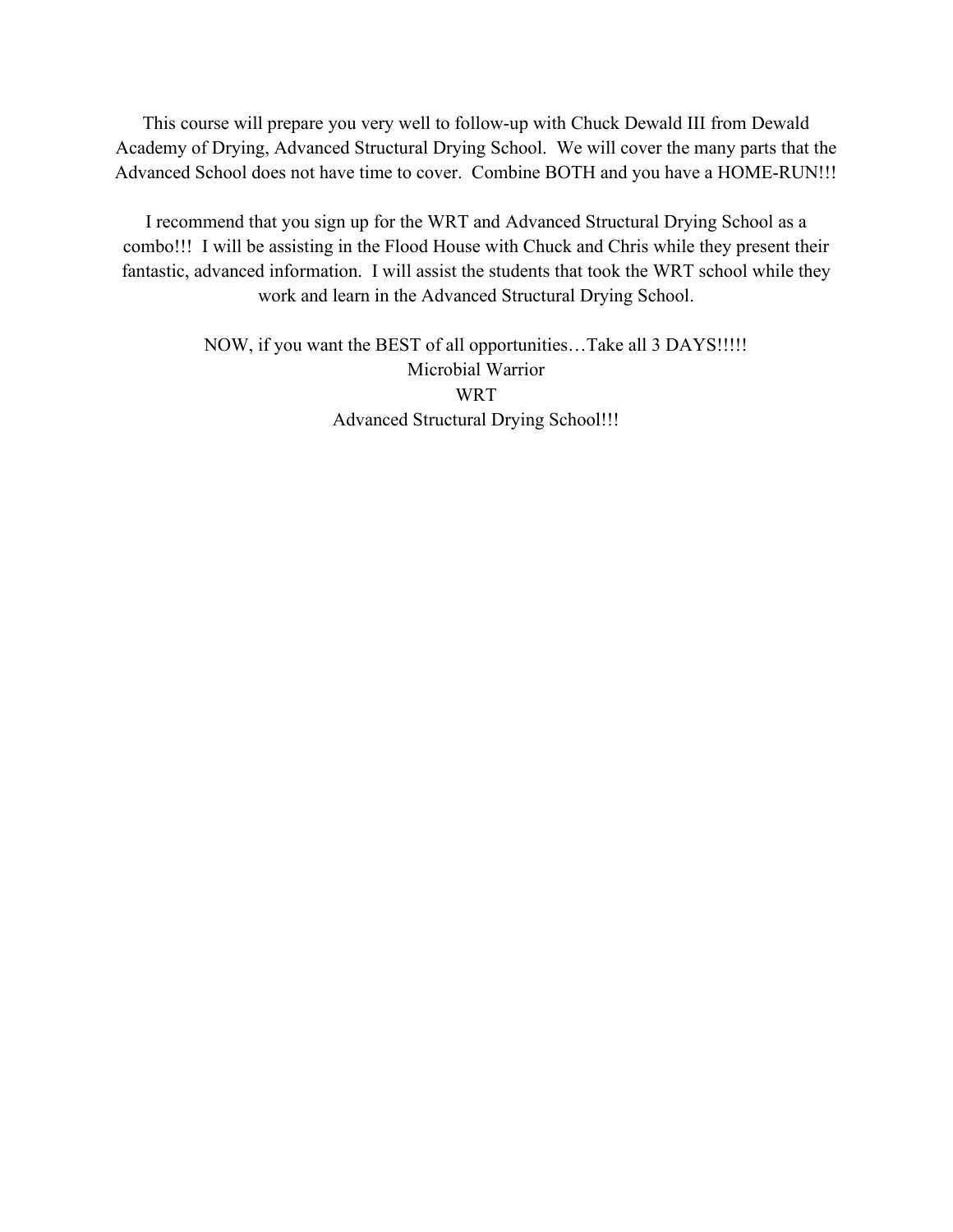This course will prepare you very well to follow-up with Chuck Dewald III from Dewald Academy of Drying, Advanced Structural Drying School. We will cover the many parts that the Advanced School does not have time to cover. Combine BOTH and you have a HOME-RUN!!!

I recommend that you sign up for the WRT and Advanced Structural Drying School as a combo!!! I will be assisting in the Flood House with Chuck and Chris while they present their fantastic, advanced information. I will assist the students that took the WRT school while they work and learn in the Advanced Structural Drying School.

NOW, if you want the BEST of all opportunities…Take all 3 DAYS!!!!!  
Microbial Warrior  
WRT  
Advanced Structural Drying School!!!